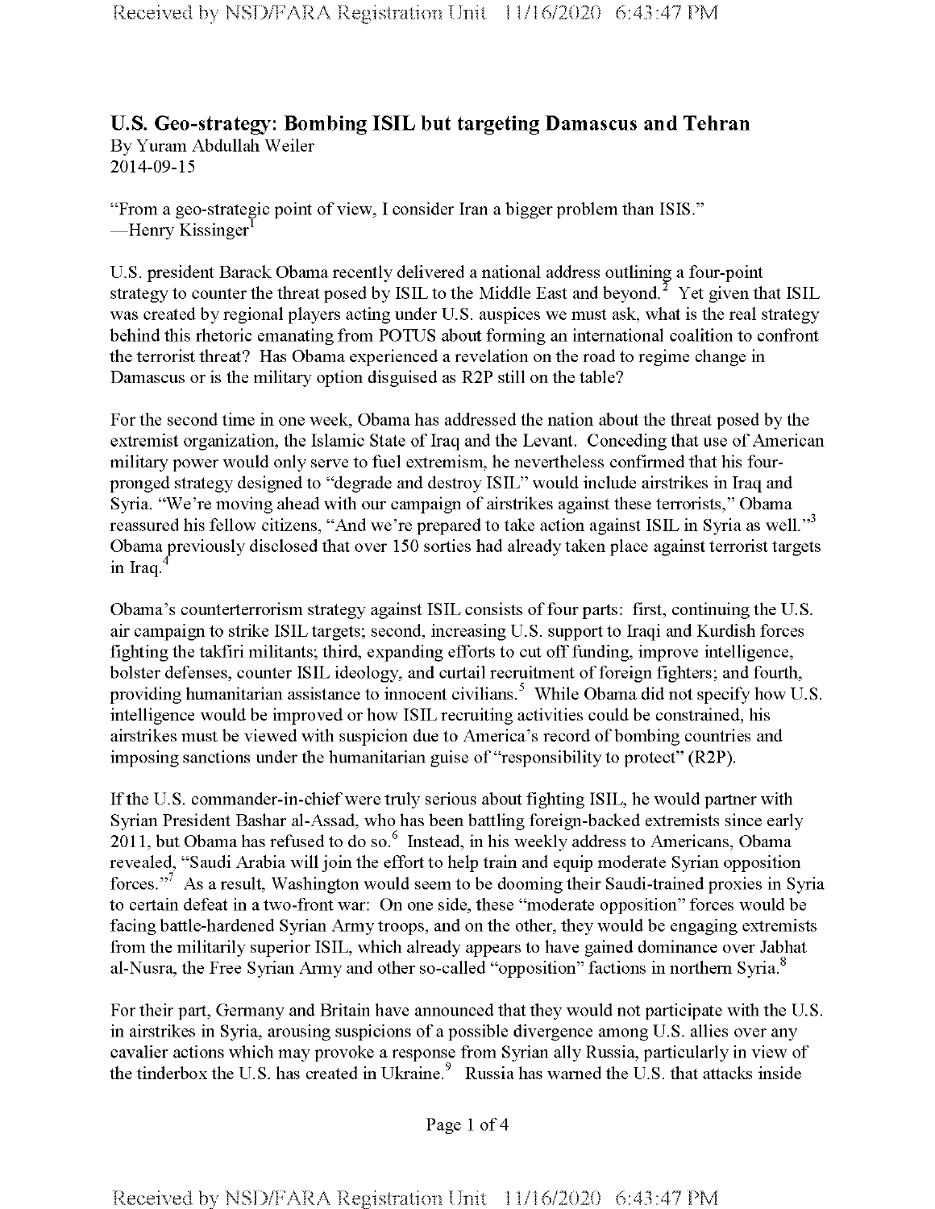## U.S. Geo-strategy: Bombing ISIL but targeting Damascus and Tehran

By Yuram Abdullah Weiler
2014-09-15

"From a geo-strategic point of view, I consider Iran a bigger problem than ISIS."
—Henry Kissinger[1]

U.S. president Barack Obama recently delivered a national address outlining a four-point strategy to counter the threat posed by ISIL to the Middle East and beyond.[2] Yet given that ISIL was created by regional players acting under U.S. auspices we must ask, what is the real strategy behind this rhetoric emanating from POTUS about forming an international coalition to confront the terrorist threat? Has Obama experienced a revelation on the road to regime change in Damascus or is the military option disguised as R2P still on the table?

For the second time in one week, Obama has addressed the nation about the threat posed by the extremist organization, the Islamic State of Iraq and the Levant. Conceding that use of American military power would only serve to fuel extremism, he nevertheless confirmed that his four-pronged strategy designed to "degrade and destroy ISIL" would include airstrikes in Iraq and Syria. "We're moving ahead with our campaign of airstrikes against these terrorists," Obama reassured his fellow citizens, "And we're prepared to take action against ISIL in Syria as well."[3] Obama previously disclosed that over 150 sorties had already taken place against terrorist targets in Iraq.[4]

Obama's counterterrorism strategy against ISIL consists of four parts: first, continuing the U.S. air campaign to strike ISIL targets; second, increasing U.S. support to Iraqi and Kurdish forces fighting the takfiri militants; third, expanding efforts to cut off funding, improve intelligence, bolster defenses, counter ISIL ideology, and curtail recruitment of foreign fighters; and fourth, providing humanitarian assistance to innocent civilians.[5] While Obama did not specify how U.S. intelligence would be improved or how ISIL recruiting activities could be constrained, his airstrikes must be viewed with suspicion due to America's record of bombing countries and imposing sanctions under the humanitarian guise of "responsibility to protect" (R2P).

If the U.S. commander-in-chief were truly serious about fighting ISIL, he would partner with Syrian President Bashar al-Assad, who has been battling foreign-backed extremists since early 2011, but Obama has refused to do so.[6] Instead, in his weekly address to Americans, Obama revealed, "Saudi Arabia will join the effort to help train and equip moderate Syrian opposition forces."[7] As a result, Washington would seem to be dooming their Saudi-trained proxies in Syria to certain defeat in a two-front war: On one side, these "moderate opposition" forces would be facing battle-hardened Syrian Army troops, and on the other, they would be engaging extremists from the militarily superior ISIL, which already appears to have gained dominance over Jabhat al-Nusra, the Free Syrian Army and other so-called "opposition" factions in northern Syria.[8]

For their part, Germany and Britain have announced that they would not participate with the U.S. in airstrikes in Syria, arousing suspicions of a possible divergence among U.S. allies over any cavalier actions which may provoke a response from Syrian ally Russia, particularly in view of the tinderbox the U.S. has created in Ukraine.[9] Russia has warned the U.S. that attacks inside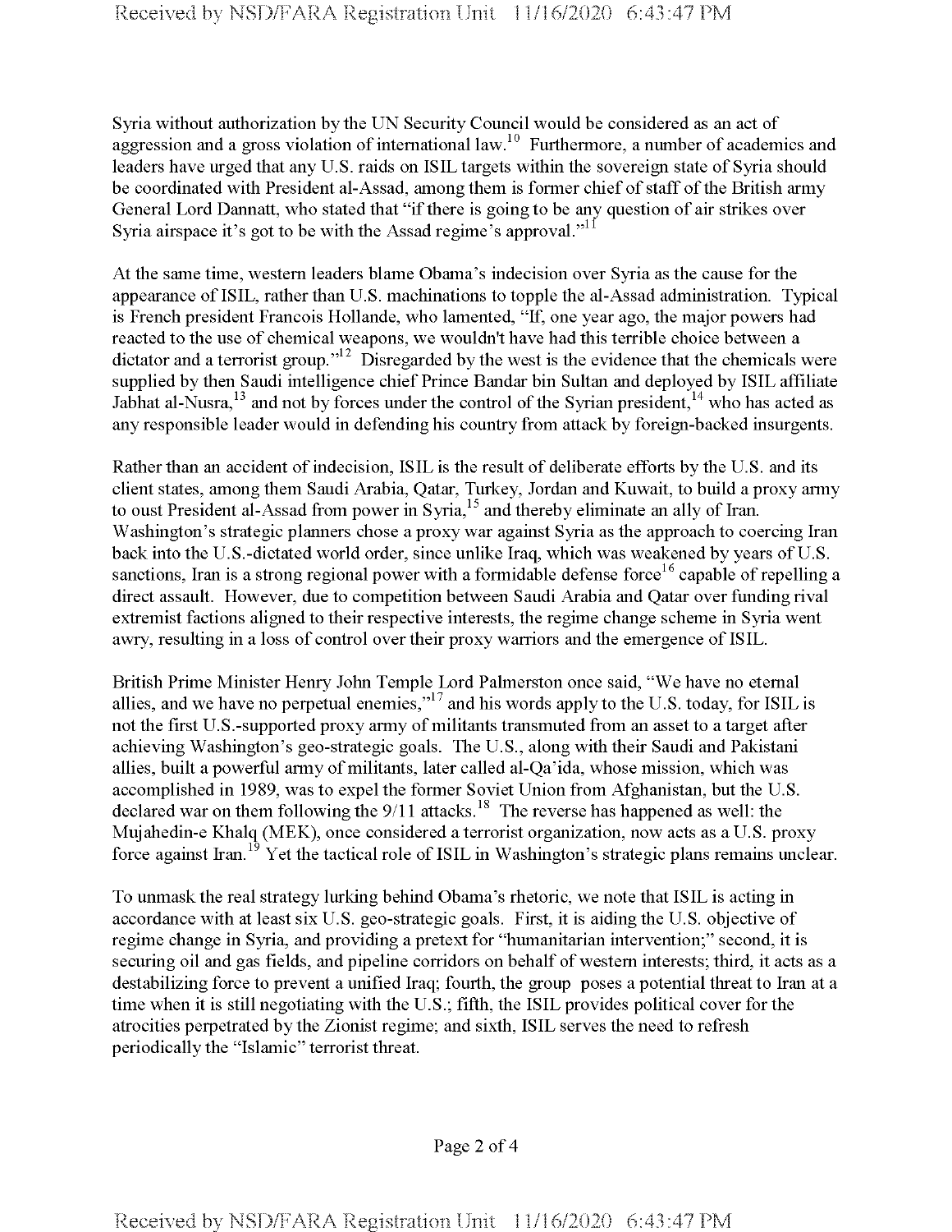Syria without authorization by the UN Security Council would be considered as an act of aggression and a gross violation of international law.[10] Furthermore, a number of academics and leaders have urged that any U.S. raids on ISIL targets within the sovereign state of Syria should be coordinated with President al-Assad, among them is former chief of staff of the British army General Lord Dannatt, who stated that "if there is going to be any question of air strikes over Syria airspace it's got to be with the Assad regime's approval."[11]

At the same time, western leaders blame Obama's indecision over Syria as the cause for the appearance of ISIL, rather than U.S. machinations to topple the al-Assad administration. Typical is French president Francois Hollande, who lamented, "If, one year ago, the major powers had reacted to the use of chemical weapons, we wouldn't have had this terrible choice between a dictator and a terrorist group."[12] Disregarded by the west is the evidence that the chemicals were supplied by then Saudi intelligence chief Prince Bandar bin Sultan and deployed by ISIL affiliate Jabhat al-Nusra,[13] and not by forces under the control of the Syrian president,[14] who has acted as any responsible leader would in defending his country from attack by foreign-backed insurgents.

Rather than an accident of indecision, ISIL is the result of deliberate efforts by the U.S. and its client states, among them Saudi Arabia, Qatar, Turkey, Jordan and Kuwait, to build a proxy army to oust President al-Assad from power in Syria,[15] and thereby eliminate an ally of Iran. Washington's strategic planners chose a proxy war against Syria as the approach to coercing Iran back into the U.S.-dictated world order, since unlike Iraq, which was weakened by years of U.S. sanctions, Iran is a strong regional power with a formidable defense force[16] capable of repelling a direct assault. However, due to competition between Saudi Arabia and Qatar over funding rival extremist factions aligned to their respective interests, the regime change scheme in Syria went awry, resulting in a loss of control over their proxy warriors and the emergence of ISIL.

British Prime Minister Henry John Temple Lord Palmerston once said, "We have no eternal allies, and we have no perpetual enemies,"[17] and his words apply to the U.S. today, for ISIL is not the first U.S.-supported proxy army of militants transmuted from an asset to a target after achieving Washington's geo-strategic goals. The U.S., along with their Saudi and Pakistani allies, built a powerful army of militants, later called al-Qa'ida, whose mission, which was accomplished in 1989, was to expel the former Soviet Union from Afghanistan, but the U.S. declared war on them following the 9/11 attacks.[18] The reverse has happened as well: the Mujahedin-e Khalq (MEK), once considered a terrorist organization, now acts as a U.S. proxy force against Iran.[19] Yet the tactical role of ISIL in Washington's strategic plans remains unclear.

To unmask the real strategy lurking behind Obama's rhetoric, we note that ISIL is acting in accordance with at least six U.S. geo-strategic goals. First, it is aiding the U.S. objective of regime change in Syria, and providing a pretext for "humanitarian intervention;" second, it is securing oil and gas fields, and pipeline corridors on behalf of western interests; third, it acts as a destabilizing force to prevent a unified Iraq; fourth, the group poses a potential threat to Iran at a time when it is still negotiating with the U.S.; fifth, the ISIL provides political cover for the atrocities perpetrated by the Zionist regime; and sixth, ISIL serves the need to refresh periodically the "Islamic" terrorist threat.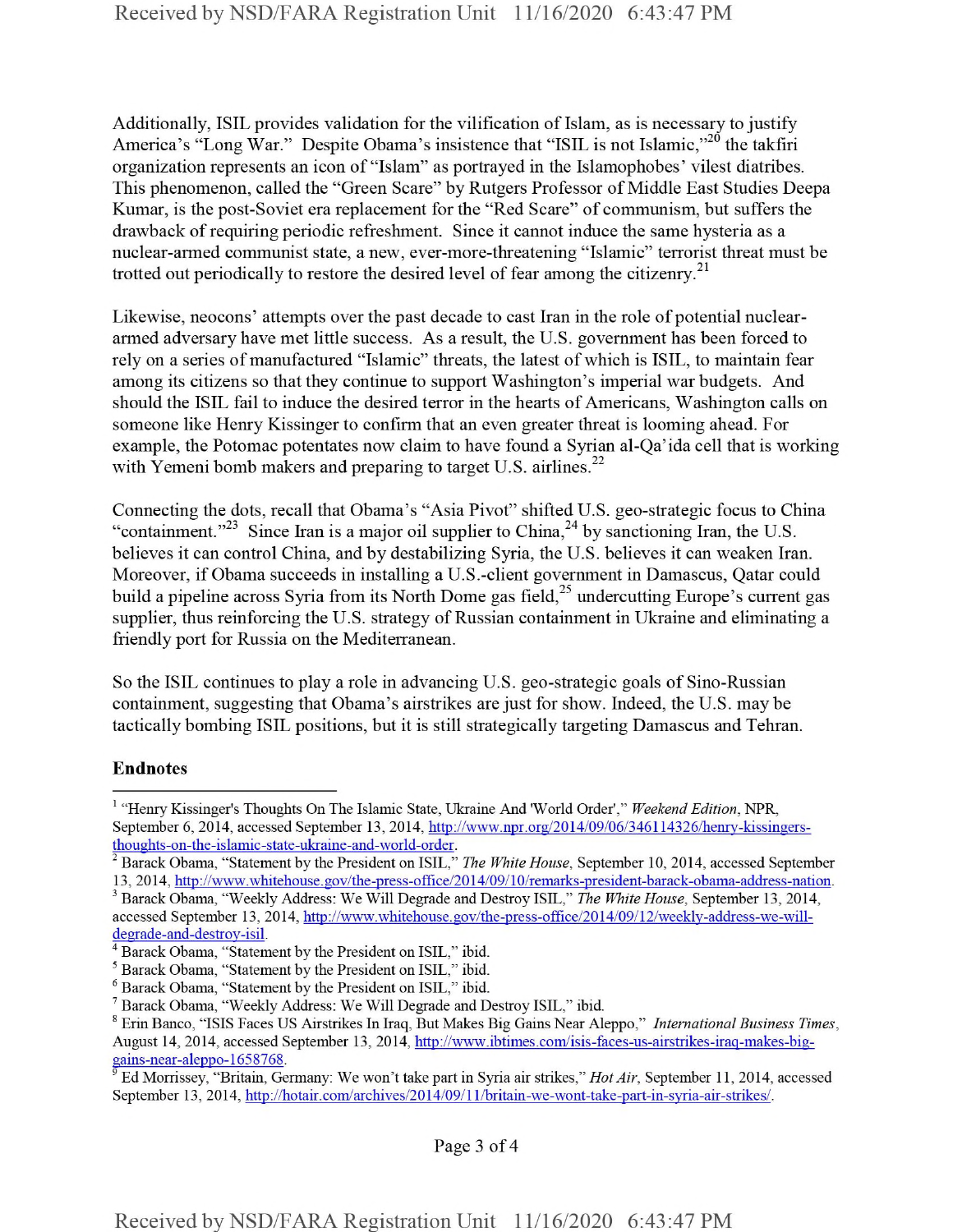Additionally, ISIL provides validation for the vilification of Islam, as is necessary to justify America's "Long War." Despite Obama's insistence that "ISIL is not Islamic,"[20] the takfiri organization represents an icon of "Islam" as portrayed in the Islamophobes' vilest diatribes. This phenomenon, called the "Green Scare" by Rutgers Professor of Middle East Studies Deepa Kumar, is the post-Soviet era replacement for the "Red Scare" of communism, but suffers the drawback of requiring periodic refreshment. Since it cannot induce the same hysteria as a nuclear-armed communist state, a new, ever-more-threatening "Islamic" terrorist threat must be trotted out periodically to restore the desired level of fear among the citizenry.[21]

Likewise, neocons' attempts over the past decade to cast Iran in the role of potential nuclear-armed adversary have met little success. As a result, the U.S. government has been forced to rely on a series of manufactured "Islamic" threats, the latest of which is ISIL, to maintain fear among its citizens so that they continue to support Washington's imperial war budgets. And should the ISIL fail to induce the desired terror in the hearts of Americans, Washington calls on someone like Henry Kissinger to confirm that an even greater threat is looming ahead. For example, the Potomac potentates now claim to have found a Syrian al-Qa'ida cell that is working with Yemeni bomb makers and preparing to target U.S. airlines.[22]

Connecting the dots, recall that Obama's "Asia Pivot" shifted U.S. geo-strategic focus to China "containment."[23] Since Iran is a major oil supplier to China,[24] by sanctioning Iran, the U.S. believes it can control China, and by destabilizing Syria, the U.S. believes it can weaken Iran. Moreover, if Obama succeeds in installing a U.S.-client government in Damascus, Qatar could build a pipeline across Syria from its North Dome gas field,[25] undercutting Europe's current gas supplier, thus reinforcing the U.S. strategy of Russian containment in Ukraine and eliminating a friendly port for Russia on the Mediterranean.

So the ISIL continues to play a role in advancing U.S. geo-strategic goals of Sino-Russian containment, suggesting that Obama's airstrikes are just for show. Indeed, the U.S. may be tactically bombing ISIL positions, but it is still strategically targeting Damascus and Tehran.

## Endnotes

[1] "Henry Kissinger's Thoughts On The Islamic State, Ukraine And 'World Order'," *Weekend Edition*, NPR, September 6, 2014, accessed September 13, 2014, http://www.npr.org/2014/09/06/346114326/henry-kissingers-thoughts-on-the-islamic-state-ukraine-and-world-order.

[2] Barack Obama, "Statement by the President on ISIL," *The White House*, September 10, 2014, accessed September 13, 2014, http://www.whitehouse.gov/the-press-office/2014/09/10/remarks-president-barack-obama-address-nation.

[3] Barack Obama, "Weekly Address: We Will Degrade and Destroy ISIL," *The White House*, September 13, 2014, accessed September 13, 2014, http://www.whitehouse.gov/the-press-office/2014/09/12/weekly-address-we-will-degrade-and-destroy-isil.

[4] Barack Obama, "Statement by the President on ISIL," ibid.

[5] Barack Obama, "Statement by the President on ISIL," ibid.

[6] Barack Obama, "Statement by the President on ISIL," ibid.

[7] Barack Obama, "Weekly Address: We Will Degrade and Destroy ISIL," ibid.

[8] Erin Banco, "ISIS Faces US Airstrikes In Iraq, But Makes Big Gains Near Aleppo," *International Business Times*, August 14, 2014, accessed September 13, 2014, http://www.ibtimes.com/isis-faces-us-airstrikes-iraq-makes-big-gains-near-aleppo-1658768.

[9] Ed Morrissey, "Britain, Germany: We won't take part in Syria air strikes," *Hot Air*, September 11, 2014, accessed September 13, 2014, http://hotair.com/archives/2014/09/11/britain-we-wont-take-part-in-syria-air-strikes/.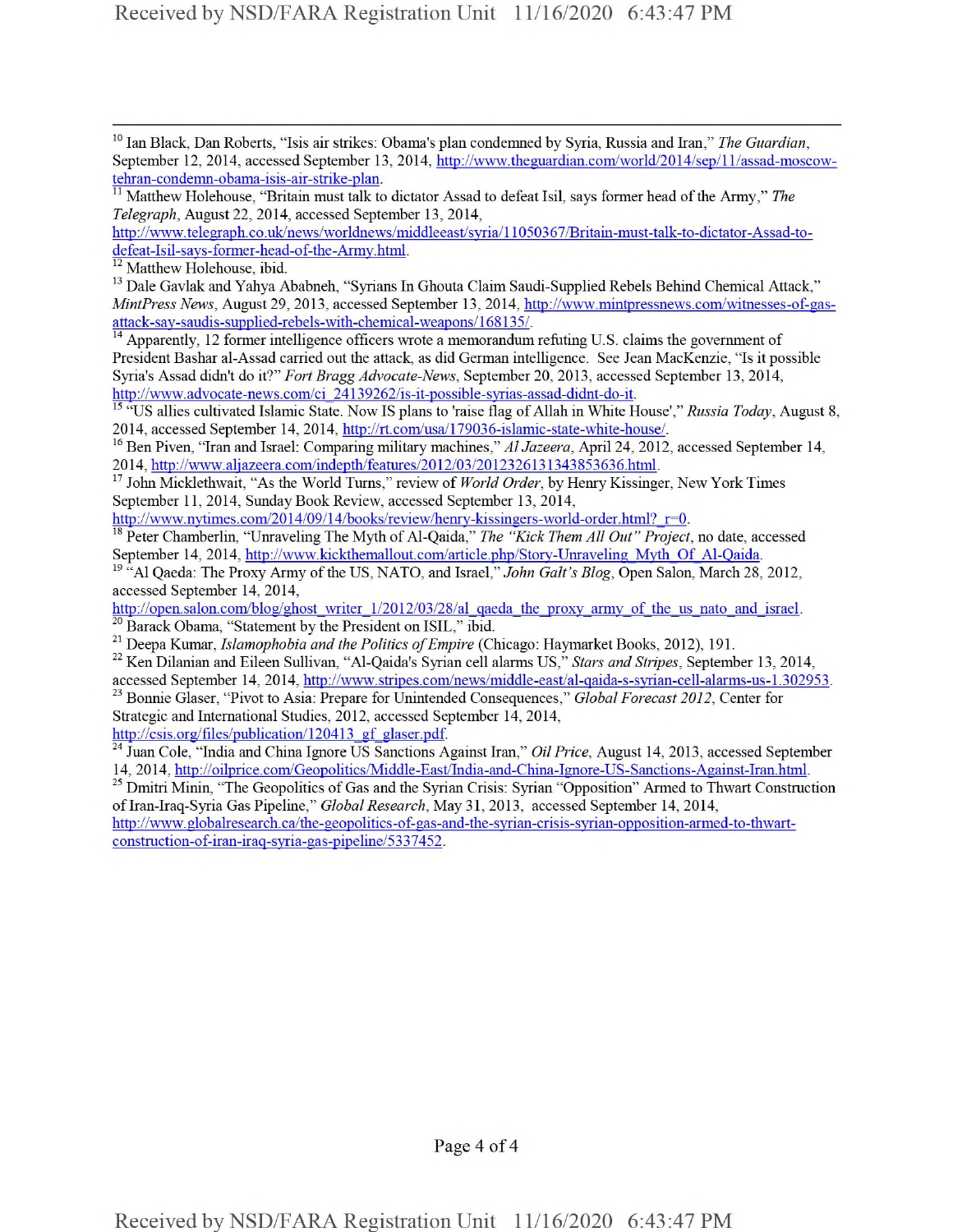---

[10] Ian Black, Dan Roberts, "Isis air strikes: Obama's plan condemned by Syria, Russia and Iran," *The Guardian*, September 12, 2014, accessed September 13, 2014, http://www.theguardian.com/world/2014/sep/11/assad-moscow-tehran-condemn-obama-isis-air-strike-plan.

[11] Matthew Holehouse, "Britain must talk to dictator Assad to defeat Isil, says former head of the Army," *The Telegraph*, August 22, 2014, accessed September 13, 2014, http://www.telegraph.co.uk/news/worldnews/middleeast/syria/11050367/Britain-must-talk-to-dictator-Assad-to-defeat-Isil-says-former-head-of-the-Army.html.

[12] Matthew Holehouse, ibid.

[13] Dale Gavlak and Yahya Ababneh, "Syrians In Ghouta Claim Saudi-Supplied Rebels Behind Chemical Attack," *MintPress News*, August 29, 2013, accessed September 13, 2014, http://www.mintpressnews.com/witnesses-of-gas-attack-say-saudis-supplied-rebels-with-chemical-weapons/168135/.

[14] Apparently, 12 former intelligence officers wrote a memorandum refuting U.S. claims the government of President Bashar al-Assad carried out the attack, as did German intelligence. See Jean MacKenzie, "Is it possible Syria's Assad didn't do it?" *Fort Bragg Advocate-News*, September 20, 2013, accessed September 13, 2014, http://www.advocate-news.com/ci_24139262/is-it-possible-syrias-assad-didnt-do-it.

[15] "US allies cultivated Islamic State. Now IS plans to 'raise flag of Allah in White House'," *Russia Today*, August 8, 2014, accessed September 14, 2014, http://rt.com/usa/179036-islamic-state-white-house/.

[16] Ben Piven, "Iran and Israel: Comparing military machines," *Al Jazeera*, April 24, 2012, accessed September 14, 2014, http://www.aljazeera.com/indepth/features/2012/03/2012326131343853636.html.

[17] John Micklethwait, "As the World Turns," review of *World Order*, by Henry Kissinger, New York Times September 11, 2014, Sunday Book Review, accessed September 13, 2014, http://www.nytimes.com/2014/09/14/books/review/henry-kissingers-world-order.html?_r=0.

[18] Peter Chamberlin, "Unraveling The Myth of Al-Qaida," *The "Kick Them All Out" Project*, no date, accessed September 14, 2014, http://www.kickthemallout.com/article.php/Story-Unraveling_Myth_Of_Al-Qaida.

[19] "Al Qaeda: The Proxy Army of the US, NATO, and Israel," *John Galt's Blog*, Open Salon, March 28, 2012, accessed September 14, 2014, http://open.salon.com/blog/ghost_writer_1/2012/03/28/al_qaeda_the_proxy_army_of_the_us_nato_and_israel.

[20] Barack Obama, "Statement by the President on ISIL," ibid.

[21] Deepa Kumar, *Islamophobia and the Politics of Empire* (Chicago: Haymarket Books, 2012), 191.

[22] Ken Dilanian and Eileen Sullivan, "Al-Qaida's Syrian cell alarms US," *Stars and Stripes*, September 13, 2014, accessed September 14, 2014, http://www.stripes.com/news/middle-east/al-qaida-s-syrian-cell-alarms-us-1.302953.

[23] Bonnie Glaser, "Pivot to Asia: Prepare for Unintended Consequences," *Global Forecast 2012*, Center for Strategic and International Studies, 2012, accessed September 14, 2014, http://csis.org/files/publication/120413_gf_glaser.pdf.

[24] Juan Cole, "India and China Ignore US Sanctions Against Iran," *Oil Price*, August 14, 2013, accessed September 14, 2014, http://oilprice.com/Geopolitics/Middle-East/India-and-China-Ignore-US-Sanctions-Against-Iran.html.

[25] Dmitri Minin, "The Geopolitics of Gas and the Syrian Crisis: Syrian "Opposition" Armed to Thwart Construction of Iran-Iraq-Syria Gas Pipeline," *Global Research*, May 31, 2013, accessed September 14, 2014, http://www.globalresearch.ca/the-geopolitics-of-gas-and-the-syrian-crisis-syrian-opposition-armed-to-thwart-construction-of-iran-iraq-syria-gas-pipeline/5337452.